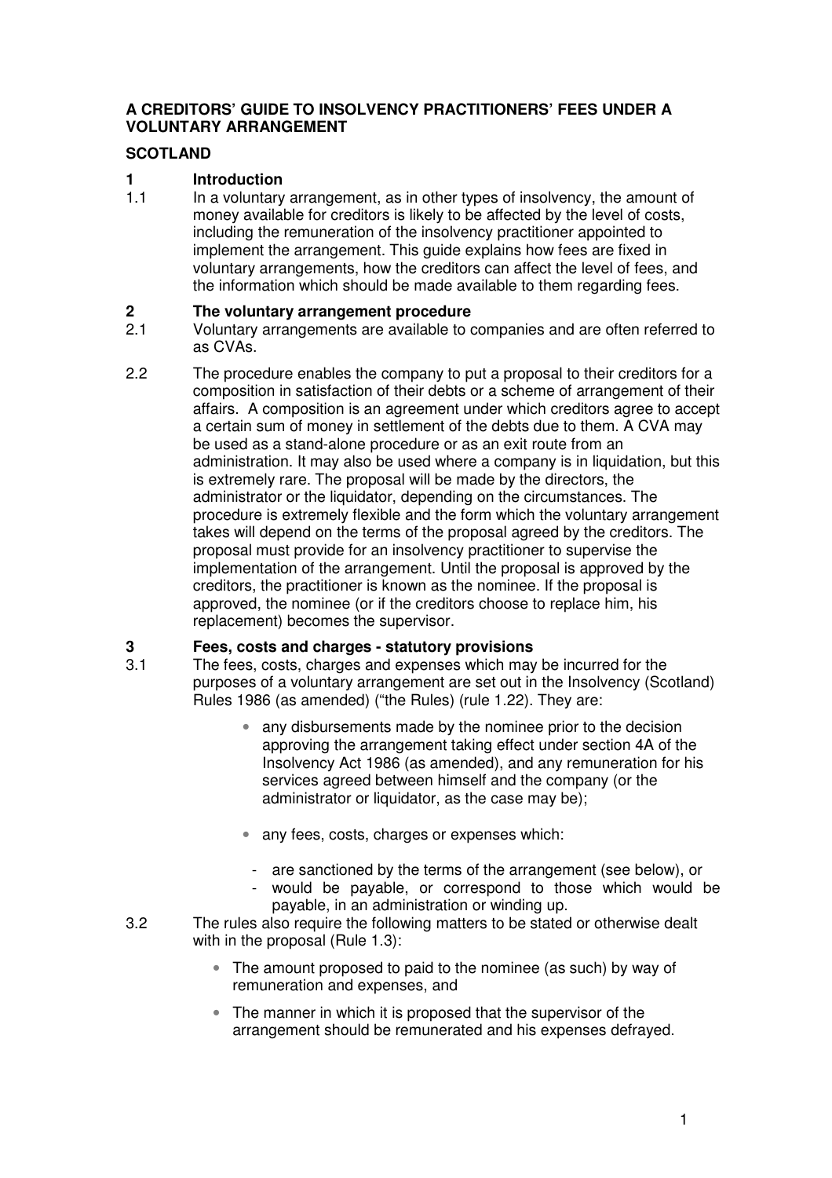# A CREDITORS' GUIDE TO INSOLVENCY PRACTITIONERS' FEES UNDER A VOLUNTARY ARRANGEMENT

## SCOTLAND

## 1 Introduction

1.1 In a voluntary arrangement, as in other types of insolvency, the amount of money available for creditors is likely to be affected by the level of costs, including the remuneration of the insolvency practitioner appointed to implement the arrangement. This guide explains how fees are fixed in voluntary arrangements, how the creditors can affect the level of fees, and the information which should be made available to them regarding fees.

## 2 The voluntary arrangement procedure

2.1 Voluntary arrangements are available to companies and are often referred to as CVAs.

2.2 The procedure enables the company to put a proposal to their creditors for a composition in satisfaction of their debts or a scheme of arrangement of their affairs. A composition is an agreement under which creditors agree to accept a certain sum of money in settlement of the debts due to them. A CVA may be used as a stand-alone procedure or as an exit route from an administration. It may also be used where a company is in liquidation, but this is extremely rare. The proposal will be made by the directors, the administrator or the liquidator, depending on the circumstances. The procedure is extremely flexible and the form which the voluntary arrangement takes will depend on the terms of the proposal agreed by the creditors. The proposal must provide for an insolvency practitioner to supervise the implementation of the arrangement. Until the proposal is approved by the creditors, the practitioner is known as the nominee. If the proposal is approved, the nominee (or if the creditors choose to replace him, his replacement) becomes the supervisor.

## 3 Fees, costs and charges - statutory provisions

3.1 The fees, costs, charges and expenses which may be incurred for the purposes of a voluntary arrangement are set out in the Insolvency (Scotland) Rules 1986 (as amended) ("the Rules) (rule 1.22). They are:

- any disbursements made by the nominee prior to the decision approving the arrangement taking effect under section 4A of the Insolvency Act 1986 (as amended), and any remuneration for his services agreed between himself and the company (or the administrator or liquidator, as the case may be);
- any fees, costs, charges or expenses which:
  - are sanctioned by the terms of the arrangement (see below), or
  - would be payable, or correspond to those which would be payable, in an administration or winding up.

3.2 The rules also require the following matters to be stated or otherwise dealt with in the proposal (Rule 1.3):

- The amount proposed to paid to the nominee (as such) by way of remuneration and expenses, and
- The manner in which it is proposed that the supervisor of the arrangement should be remunerated and his expenses defrayed.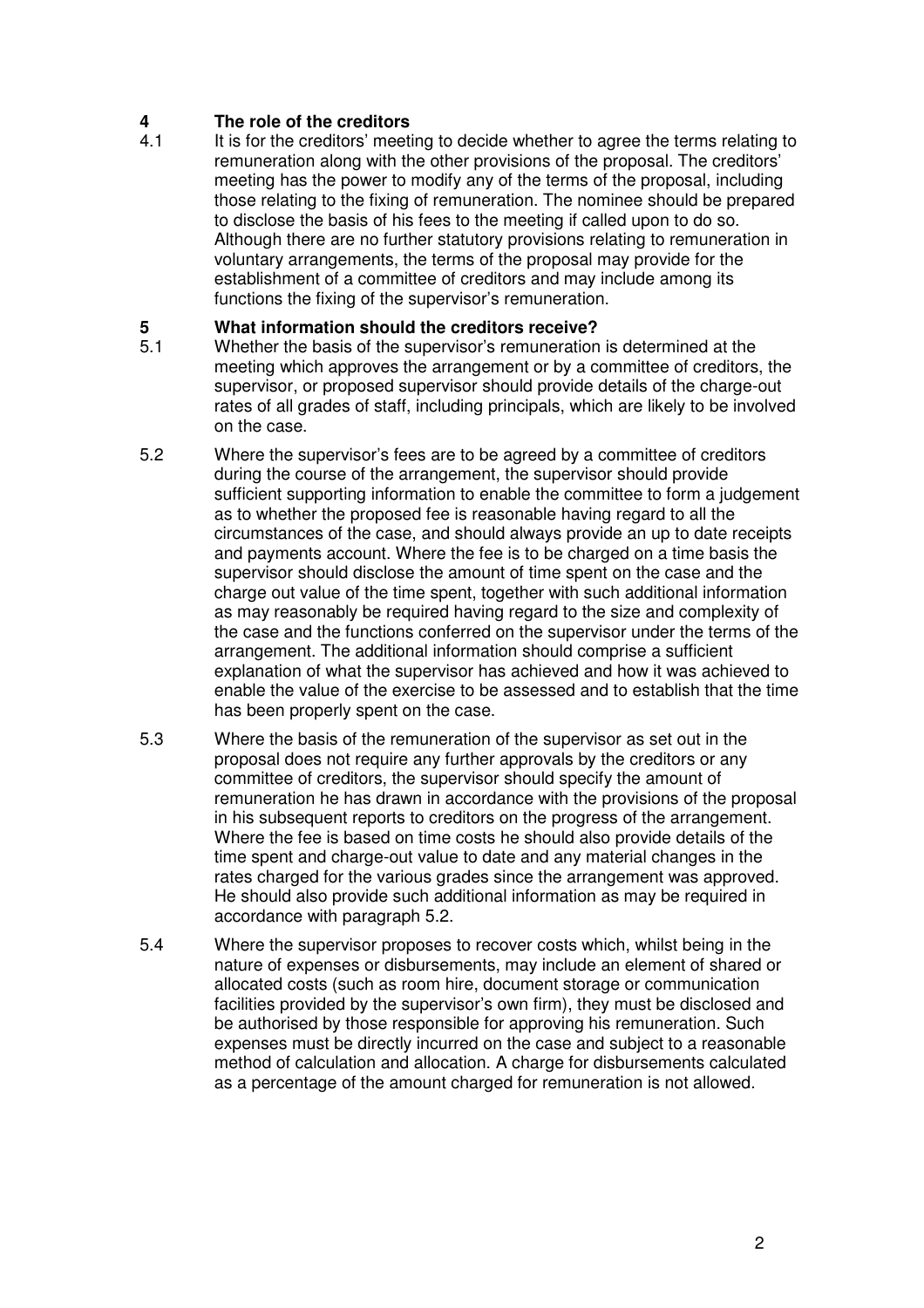## 4 The role of the creditors

4.1 It is for the creditors' meeting to decide whether to agree the terms relating to remuneration along with the other provisions of the proposal. The creditors' meeting has the power to modify any of the terms of the proposal, including those relating to the fixing of remuneration. The nominee should be prepared to disclose the basis of his fees to the meeting if called upon to do so. Although there are no further statutory provisions relating to remuneration in voluntary arrangements, the terms of the proposal may provide for the establishment of a committee of creditors and may include among its functions the fixing of the supervisor's remuneration.

## 5 What information should the creditors receive?

5.1 Whether the basis of the supervisor's remuneration is determined at the meeting which approves the arrangement or by a committee of creditors, the supervisor, or proposed supervisor should provide details of the charge-out rates of all grades of staff, including principals, which are likely to be involved on the case.

5.2 Where the supervisor's fees are to be agreed by a committee of creditors during the course of the arrangement, the supervisor should provide sufficient supporting information to enable the committee to form a judgement as to whether the proposed fee is reasonable having regard to all the circumstances of the case, and should always provide an up to date receipts and payments account. Where the fee is to be charged on a time basis the supervisor should disclose the amount of time spent on the case and the charge out value of the time spent, together with such additional information as may reasonably be required having regard to the size and complexity of the case and the functions conferred on the supervisor under the terms of the arrangement. The additional information should comprise a sufficient explanation of what the supervisor has achieved and how it was achieved to enable the value of the exercise to be assessed and to establish that the time has been properly spent on the case.

5.3 Where the basis of the remuneration of the supervisor as set out in the proposal does not require any further approvals by the creditors or any committee of creditors, the supervisor should specify the amount of remuneration he has drawn in accordance with the provisions of the proposal in his subsequent reports to creditors on the progress of the arrangement. Where the fee is based on time costs he should also provide details of the time spent and charge-out value to date and any material changes in the rates charged for the various grades since the arrangement was approved. He should also provide such additional information as may be required in accordance with paragraph 5.2.

5.4 Where the supervisor proposes to recover costs which, whilst being in the nature of expenses or disbursements, may include an element of shared or allocated costs (such as room hire, document storage or communication facilities provided by the supervisor's own firm), they must be disclosed and be authorised by those responsible for approving his remuneration. Such expenses must be directly incurred on the case and subject to a reasonable method of calculation and allocation. A charge for disbursements calculated as a percentage of the amount charged for remuneration is not allowed.